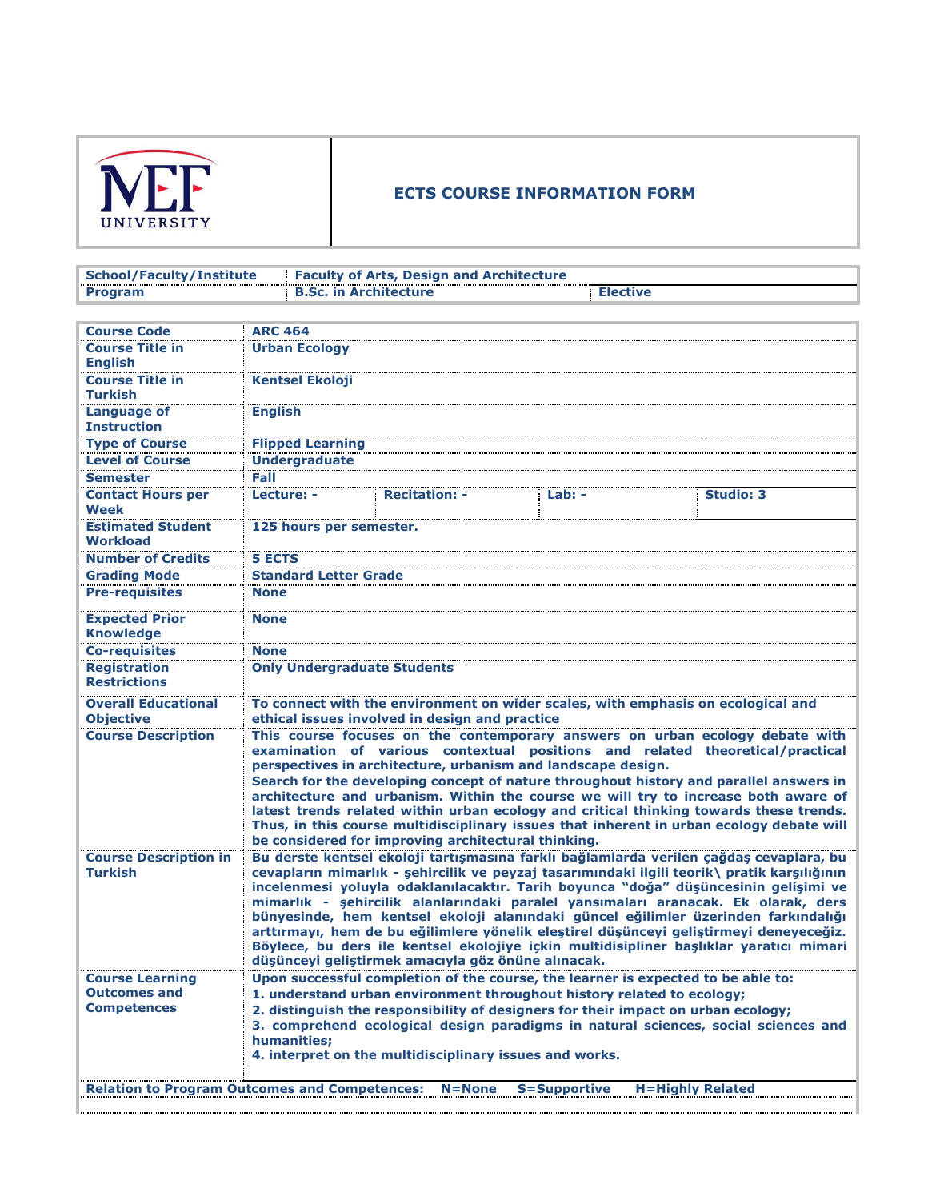MEF UNIVERSITY

# ECTS COURSE INFORMATION FORM

| School/Faculty/Institute | Faculty of Arts, Design and Architecture | |
|---|---|---|
| Program | B.Sc. in Architecture | Elective |

| Course Code | ARC 464 | | | |
|---|---|---|---|---|
| Course Title in English | Urban Ecology | | | |
| Course Title in Turkish | Kentsel Ekoloji | | | |
| Language of Instruction | English | | | |
| Type of Course | Flipped Learning | | | |
| Level of Course | Undergraduate | | | |
| Semester | Fall | | | |
| Contact Hours per Week | Lecture: - | Recitation: - | Lab: - | Studio: 3 |
| Estimated Student Workload | 125 hours per semester. | | | |
| Number of Credits | 5 ECTS | | | |
| Grading Mode | Standard Letter Grade | | | |
| Pre-requisites | None | | | |
| Expected Prior Knowledge | None | | | |
| Co-requisites | None | | | |
| Registration Restrictions | Only Undergraduate Students | | | |
| Overall Educational Objective | To connect with the environment on wider scales, with emphasis on ecological and ethical issues involved in design and practice | | | |
| Course Description | This course focuses on the contemporary answers on urban ecology debate with examination of various contextual positions and related theoretical/practical perspectives in architecture, urbanism and landscape design. Search for the developing concept of nature throughout history and parallel answers in architecture and urbanism. Within the course we will try to increase both aware of latest trends related within urban ecology and critical thinking towards these trends. Thus, in this course multidisciplinary issues that inherent in urban ecology debate will be considered for improving architectural thinking. | | | |
| Course Description in Turkish | Bu derste kentsel ekoloji tartışmasına farklı bağlamlarda verilen çağdaş cevaplara, bu cevapların mimarlık - şehircilik ve peyzaj tasarımındaki ilgili teorik\ pratik karşılığının incelenmesi yoluyla odaklanılacaktır. Tarih boyunca "doğa" düşüncesinin gelişimi ve mimarlık - şehircilik alanlarındaki paralel yansımaları aranacak. Ek olarak, ders bünyesinde, hem kentsel ekoloji alanındaki güncel eğilimler üzerinden farkındalığı arttırmayı, hem de bu eğilimlere yönelik eleştirel düşünceyi geliştirmeyi deneyeceğiz. Böylece, bu ders ile kentsel ekolojiye içkin multidisipliner başlıklar yaratıcı mimari düşünceyi geliştirmek amacıyla göz önüne alınacak. | | | |
| Course Learning Outcomes and Competences | Upon successful completion of the course, the learner is expected to be able to:<br>1. understand urban environment throughout history related to ecology;<br>2. distinguish the responsibility of designers for their impact on urban ecology;<br>3. comprehend ecological design paradigms in natural sciences, social sciences and humanities;<br>4. interpret on the multidisciplinary issues and works. | | | |

**Relation to Program Outcomes and Competences:** N=None S=Supportive H=Highly Related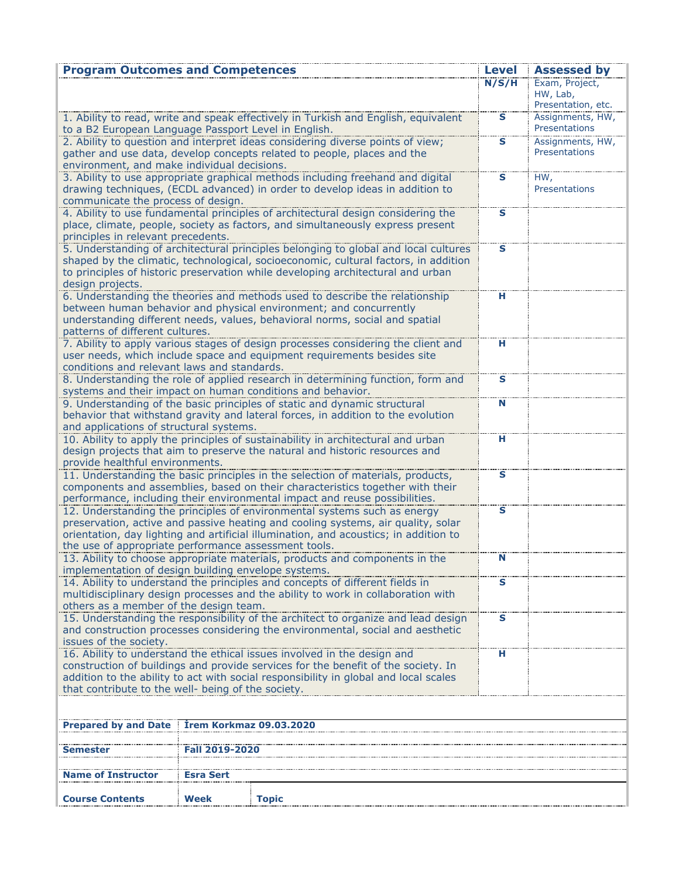| Program Outcomes and Competences | Level | Assessed by |
|---|---|---|
| | N/S/H | Exam, Project, HW, Lab, Presentation, etc. |
| 1. Ability to read, write and speak effectively in Turkish and English, equivalent to a B2 European Language Passport Level in English. | S | Assignments, HW, Presentations |
| 2. Ability to question and interpret ideas considering diverse points of view; gather and use data, develop concepts related to people, places and the environment, and make individual decisions. | S | Assignments, HW, Presentations |
| 3. Ability to use appropriate graphical methods including freehand and digital drawing techniques, (ECDL advanced) in order to develop ideas in addition to communicate the process of design. | S | HW, Presentations |
| 4. Ability to use fundamental principles of architectural design considering the place, climate, people, society as factors, and simultaneously express present principles in relevant precedents. | S | |
| 5. Understanding of architectural principles belonging to global and local cultures shaped by the climatic, technological, socioeconomic, cultural factors, in addition to principles of historic preservation while developing architectural and urban design projects. | S | |
| 6. Understanding the theories and methods used to describe the relationship between human behavior and physical environment; and concurrently understanding different needs, values, behavioral norms, social and spatial patterns of different cultures. | H | |
| 7. Ability to apply various stages of design processes considering the client and user needs, which include space and equipment requirements besides site conditions and relevant laws and standards. | H | |
| 8. Understanding the role of applied research in determining function, form and systems and their impact on human conditions and behavior. | S | |
| 9. Understanding of the basic principles of static and dynamic structural behavior that withstand gravity and lateral forces, in addition to the evolution and applications of structural systems. | N | |
| 10. Ability to apply the principles of sustainability in architectural and urban design projects that aim to preserve the natural and historic resources and provide healthful environments. | H | |
| 11. Understanding the basic principles in the selection of materials, products, components and assemblies, based on their characteristics together with their performance, including their environmental impact and reuse possibilities. | S | |
| 12. Understanding the principles of environmental systems such as energy preservation, active and passive heating and cooling systems, air quality, solar orientation, day lighting and artificial illumination, and acoustics; in addition to the use of appropriate performance assessment tools. | S | |
| 13. Ability to choose appropriate materials, products and components in the implementation of design building envelope systems. | N | |
| 14. Ability to understand the principles and concepts of different fields in multidisciplinary design processes and the ability to work in collaboration with others as a member of the design team. | S | |
| 15. Understanding the responsibility of the architect to organize and lead design and construction processes considering the environmental, social and aesthetic issues of the society. | S | |
| 16. Ability to understand the ethical issues involved in the design and construction of buildings and provide services for the benefit of the society. In addition to the ability to act with social responsibility in global and local scales that contribute to the well- being of the society. | H | |

| | | |
|---|---|---|
| **Prepared by and Date** | **İrem Korkmaz 09.03.2020** | |
| **Semester** | **Fall 2019-2020** | |
| **Name of Instructor** | **Esra Sert** | |
| **Course Contents** | **Week** | **Topic** |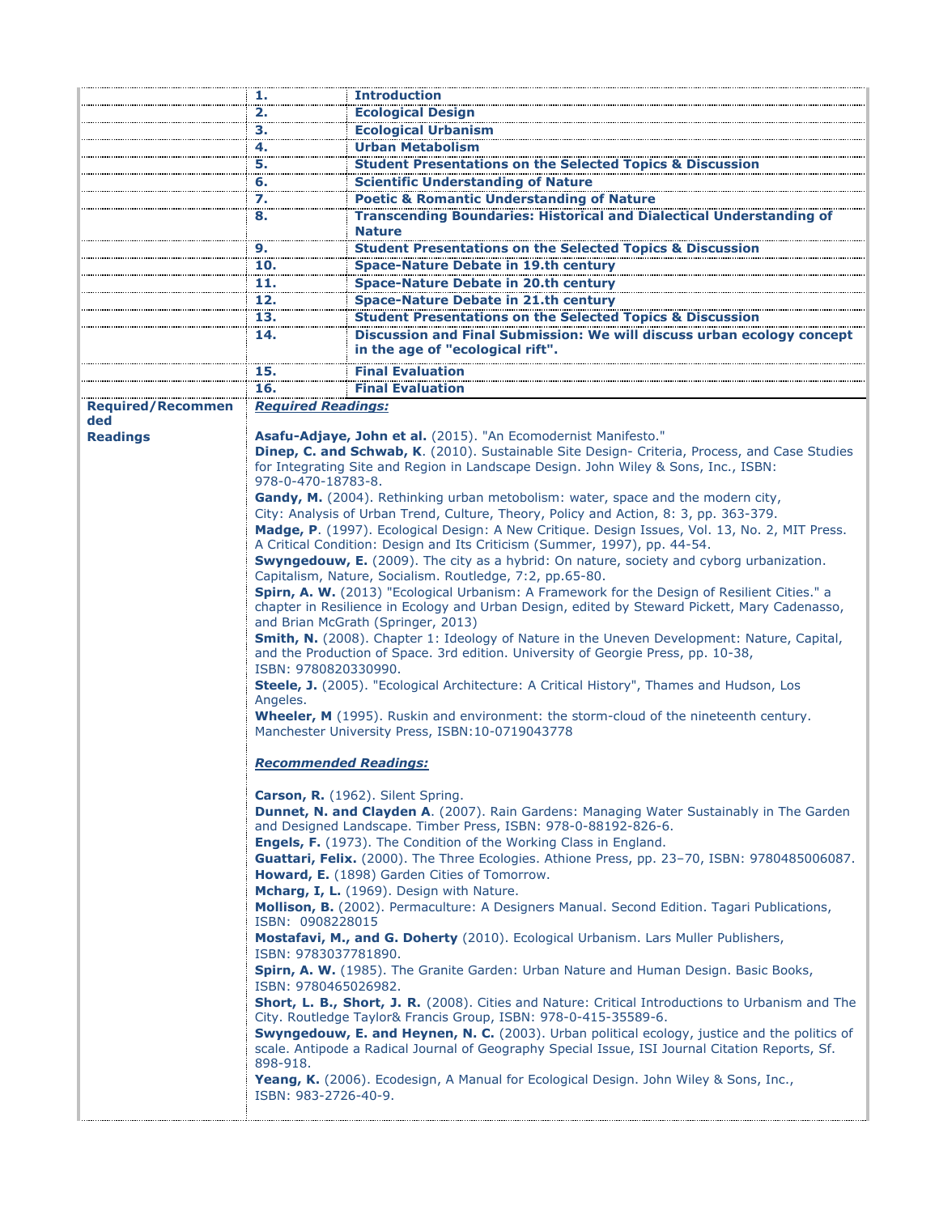| | | |
|---|---|---|
| | **1.** | **Introduction** |
| | **2.** | **Ecological Design** |
| | **3.** | **Ecological Urbanism** |
| | **4.** | **Urban Metabolism** |
| | **5.** | **Student Presentations on the Selected Topics & Discussion** |
| | **6.** | **Scientific Understanding of Nature** |
| | **7.** | **Poetic & Romantic Understanding of Nature** |
| | **8.** | **Transcending Boundaries: Historical and Dialectical Understanding of Nature** |
| | **9.** | **Student Presentations on the Selected Topics & Discussion** |
| | **10.** | **Space-Nature Debate in 19.th century** |
| | **11.** | **Space-Nature Debate in 20.th century** |
| | **12.** | **Space-Nature Debate in 21.th century** |
| | **13.** | **Student Presentations on the Selected Topics & Discussion** |
| | **14.** | **Discussion and Final Submission: We will discuss urban ecology concept in the age of "ecological rift".** |
| | **15.** | **Final Evaluation** |
| | **16.** | **Final Evaluation** |

**Required/Recommended Readings**

***Required Readings:***

**Asafu-Adjaye, John et al.** (2015). "An Ecomodernist Manifesto."
**Dinep, C. and Schwab, K**. (2010). Sustainable Site Design- Criteria, Process, and Case Studies for Integrating Site and Region in Landscape Design. John Wiley & Sons, Inc., ISBN: 978-0-470-18783-8.
**Gandy, M.** (2004). Rethinking urban metobolism: water, space and the modern city, City: Analysis of Urban Trend, Culture, Theory, Policy and Action, 8: 3, pp. 363-379.
**Madge, P**. (1997). Ecological Design: A New Critique. Design Issues, Vol. 13, No. 2, MIT Press. A Critical Condition: Design and Its Criticism (Summer, 1997), pp. 44-54.
**Swyngedouw, E.** (2009). The city as a hybrid: On nature, society and cyborg urbanization. Capitalism, Nature, Socialism. Routledge, 7:2, pp.65-80.
**Spirn, A. W.** (2013) "Ecological Urbanism: A Framework for the Design of Resilient Cities." a chapter in Resilience in Ecology and Urban Design, edited by Steward Pickett, Mary Cadenasso, and Brian McGrath (Springer, 2013)
**Smith, N.** (2008). Chapter 1: Ideology of Nature in the Uneven Development: Nature, Capital, and the Production of Space. 3rd edition. University of Georgie Press, pp. 10-38, ISBN: 9780820330990.
**Steele, J.** (2005). "Ecological Architecture: A Critical History", Thames and Hudson, Los Angeles.
**Wheeler, M** (1995). Ruskin and environment: the storm-cloud of the nineteenth century. Manchester University Press, ISBN:10-0719043778

***Recommended Readings:***

**Carson, R.** (1962). Silent Spring.
**Dunnet, N. and Clayden A**. (2007). Rain Gardens: Managing Water Sustainably in The Garden and Designed Landscape. Timber Press, ISBN: 978-0-88192-826-6.
**Engels, F.** (1973). The Condition of the Working Class in England.
**Guattari, Felix.** (2000). The Three Ecologies. Athione Press, pp. 23–70, ISBN: 9780485006087.
**Howard, E.** (1898) Garden Cities of Tomorrow.
**Mcharg, I, L.** (1969). Design with Nature.
**Mollison, B.** (2002). Permaculture: A Designers Manual. Second Edition. Tagari Publications, ISBN: 0908228015
**Mostafavi, M., and G. Doherty** (2010). Ecological Urbanism. Lars Muller Publishers, ISBN: 9783037781890.
**Spirn, A. W.** (1985). The Granite Garden: Urban Nature and Human Design. Basic Books, ISBN: 9780465026982.
**Short, L. B., Short, J. R.** (2008). Cities and Nature: Critical Introductions to Urbanism and The City. Routledge Taylor& Francis Group, ISBN: 978-0-415-35589-6.
**Swyngedouw, E. and Heynen, N. C.** (2003). Urban political ecology, justice and the politics of scale. Antipode a Radical Journal of Geography Special Issue, ISI Journal Citation Reports, Sf. 898-918.
**Yeang, K.** (2006). Ecodesign, A Manual for Ecological Design. John Wiley & Sons, Inc., ISBN: 983-2726-40-9.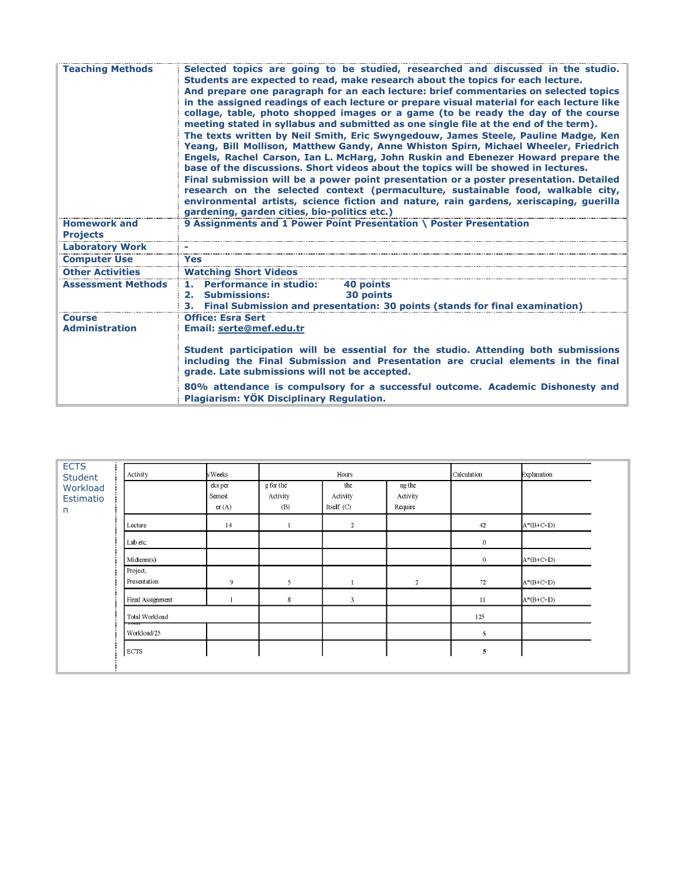| | |
|---|---|
| **Teaching Methods** | **Selected topics are going to be studied, researched and discussed in the studio. Students are expected to read, make research about the topics for each lecture.**<br>**And prepare one paragraph for an each lecture: brief commentaries on selected topics in the assigned readings of each lecture or prepare visual material for each lecture like collage, table, photo shopped images or a game (to be ready the day of the course meeting stated in syllabus and submitted as one single file at the end of the term).**<br>**The texts written by Neil Smith, Eric Swyngedouw, James Steele, Pauline Madge, Ken Yeang, Bill Mollison, Matthew Gandy, Anne Whiston Spirn, Michael Wheeler, Friedrich Engels, Rachel Carson, Ian L. McHarg, John Ruskin and Ebenezer Howard prepare the base of the discussions. Short videos about the topics will be showed in lectures.**<br>**Final submission will be a power point presentation or a poster presentation. Detailed research on the selected context (permaculture, sustainable food, walkable city, environmental artists, science fiction and nature, rain gardens, xeriscaping, guerilla gardening, garden cities, bio-politics etc.)** |
| **Homework and Projects** | **9 Assignments and 1 Power Point Presentation \ Poster Presentation** |
| **Laboratory Work** | **-** |
| **Computer Use** | **Yes** |
| **Other Activities** | **Watching Short Videos** |
| **Assessment Methods** | **1. Performance in studio: 40 points**<br>**2. Submissions: 30 points**<br>**3. Final Submission and presentation: 30 points (stands for final examination)** |
| **Course Administration** | **Office: Esra Sert**<br>**Email: serte@mef.edu.tr**<br><br>**Student participation will be essential for the studio. Attending both submissions including the Final Submission and Presentation are crucial elements in the final grade. Late submissions will not be accepted.**<br><br>**80% attendance is compulsory for a successful outcome. Academic Dishonesty and Plagiarism: YÖK Disciplinary Regulation.** |

**ECTS Student Workload Estimation**

| Activity | /Weeks | Hours | | | Calculation | Explanation |
|---|---|---|---|---|---|---|
| | eks per Semest er (A) | g for the Activity (B) | the Activity Itself (C) | ng the Activity Require | | |
| Lecture | 14 | 1 | 2 | | 42 | A*(B+C+D) |
| Lab etc. | | | | | 0 | |
| Midterm(s) | | | | | 0 | A*(B+C+D) |
| Project, Presentation | 9 | 5 | 1 | 2 | 72 | A*(B+C+D) |
| Final Assignment | 1 | 8 | 3 | | 11 | A*(B+C+D) |
| Total Workload | | | | | 125 | |
| Workload/25 | | | | | 5 | |
| ECTS | | | | | 5 | |